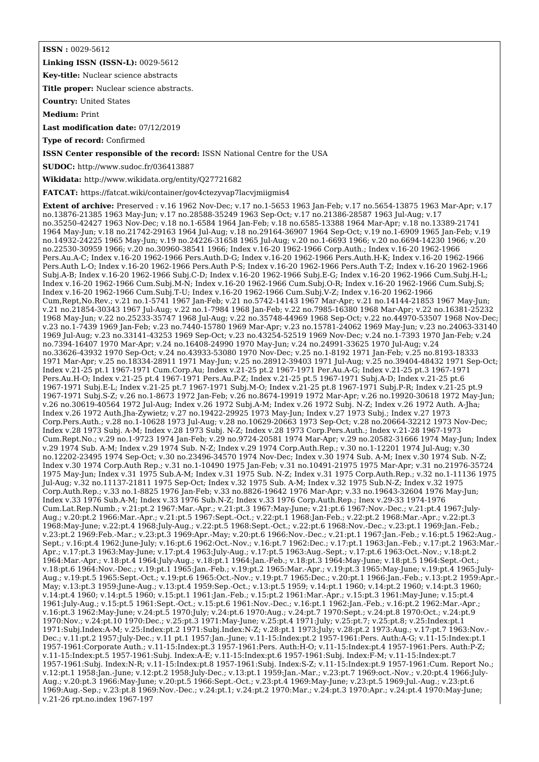**ISSN :** 0029-5612

**Linking ISSN (ISSN-L):** 0029-5612

**Key-title:** Nuclear science abstracts

**Title proper:** Nuclear science abstracts.

**Country:** United States

**Medium:** Print

**Last modification date:** 07/12/2019

**Type of record:** Confirmed

**ISSN Center responsible of the record:** ISSN National Centre for the USA

**SUDOC:** http://www.sudoc.fr/036413887

**Wikidata:** http://www.wikidata.org/entity/Q27721682

**FATCAT:** https://fatcat.wiki/container/gov4ctezyvap7lacvjmiigmis4

**Extent of archive:** Preserved : v.16 1962 Nov-Dec; v.17 no.1-5653 1963 Jan-Feb; v.17 no.5654-13875 1963 Mar-Apr; v.17 no.13876-21385 1963 May-Jun; v.17 no.28588-35249 1963 Sep-Oct; v.17 no.21386-28587 1963 Jul-Aug; v.17 no.35250-42427 1963 Nov-Dec; v.18 no.1-6584 1964 Jan-Feb; v.18 no.6585-13388 1964 Mar-Apr; v.18 no.13389-21741 1964 May-Jun; v.18 no.21742-29163 1964 Jul-Aug; v.18 no.29164-36907 1964 Sep-Oct; v.19 no.1-6909 1965 Jan-Feb; v.19 no.14932-24225 1965 May-Jun; v.19 no.24226-31658 1965 Jul-Aug; v.20 no.1-6693 1966; v.20 no.6694-14230 1966; v.20 no.22530-30959 1966; v.20 no.30960-38541 1966; Index v.16-20 1962-1966 Corp.Auth.; Index v.16-20 1962-1966 Pers.Au.A-C; Index v.16-20 1962-1966 Pers.Auth.D-G; Index v.16-20 1962-1966 Pers.Auth.H-K; Index v.16-20 1962-1966 Pers.Auth L-O; Index v.16-20 1962-1966 Pers.Auth P-S; Index v.16-20 1962-1966 Pers.Auth T-Z; Index v.16-20 1962-1966 Subj.A-B; Index v.16-20 1962-1966 Subj.C-D; Index v.16-20 1962-1966 Subj.E-G; Index v.16-20 1962-1966 Cum.Subj.H-L; Index v.16-20 1962-1966 Cum.Subj.M-N; Index v.16-20 1962-1966 Cum.Subj.O-R; Index v.16-20 1962-1966 Cum.Subj.S; Index v.16-20 1962-1966 Cum.Subj.T-U; Index v.16-20 1962-1966 Cum.Subj.V-Z; Index v.16-20 1962-1966 Cum,Rept,No.Rev.; v.21 no.1-5741 1967 Jan-Feb; v.21 no.5742-14143 1967 Mar-Apr; v.21 no.14144-21853 1967 May-Jun; v.21 no.21854-30343 1967 Jul-Aug; v.22 no.1-7984 1968 Jan-Feb; v.22 no.7985-16380 1968 Mar-Apr; v.22 no.16381-25232 1968 May-Jun; v.22 no.25233-35747 1968 Jul-Aug; v.22 no.35748-44969 1968 Sep-Oct; v.22 no.44970-53507 1968 Nov-Dec; v.23 no.1-7439 1969 Jan-Feb; v.23 no.7440-15780 1969 Mar-Apr; v.23 no.15781-24062 1969 May-Jun; v.23 no.24063-33140 1969 Jul-Aug; v.23 no.33141-43253 1969 Sep-Oct; v.23 no.43254-52519 1969 Nov-Dec; v.24 no.1-7393 1970 Jan-Feb; v.24 no.7394-16407 1970 Mar-Apr; v.24 no.16408-24990 1970 May-Jun; v.24 no.24991-33625 1970 Jul-Aug; v.24 no.33626-43932 1970 Sep-Oct; v.24 no.43933-53080 1970 Nov-Dec; v.25 no.1-8192 1971 Jan-Feb; v.25 no.8193-18333 1971 Mar-Apr; v.25 no.18334-28911 1971 May-Jun; v.25 no.28912-39403 1971 Jul-Aug; v.25 no.39404-48432 1971 Sep-Oct; Index v.21-25 pt.1 1967-1971 Cum.Corp.Au; Index v.21-25 pt.2 1967-1971 Per.Au.A-G; Index v.21-25 pt.3 1967-1971 Pers.Au.H-O; Index v.21-25 pt.4 1967-1971 Pers.Au.P-Z; Index v.21-25 pt.5 1967-1971 Subj.A-D; Index v.21-25 pt.6 1967-1971 Subj.E-L; Index v.21-25 pt.7 1967-1971 Subj.M-O; Index v.21-25 pt.8 1967-1971 Subj.P-R; Index v.21-25 pt.9 1967-1971 Subj.S-Z; v.26 no.1-8673 1972 Jan-Feb; v.26 no.8674-19919 1972 Mar-Apr; v.26 no.19920-30618 1972 May-Jun; v.26 no.30619-40564 1972 Jul-Aug; Index v.26 1972 Subj.A-M; Index v.26 1972 Subj. N-Z; Index v.26 1972 Auth. A-Jha; Index v.26 1972 Auth.Jha-Zywietz; v.27 no.19422-29925 1973 May-Jun; Index v.27 1973 Subj.; Index v.27 1973 Corp.Pers.Auth.; v.28 no.1-10628 1973 Jul-Aug; v.28 no.10629-20663 1973 Sep-Oct; v.28 no.20664-32212 1973 Nov-Dec; Index v.28 1973 Subj. A-M; Index v.28 1973 Subj. N-Z; Index v.28 1973 Corp.Pers.Auth.; Index v.21-28 1967-1973 Cum.Rept.No.; v.29 no.1-9723 1974 Jan-Feb; v.29 no.9724-20581 1974 Mar-Apr; v.29 no.20582-31666 1974 May-Jun; Index v.29 1974 Sub. A-M; Index v.29 1974 Sub. N-Z; Index v.29 1974 Corp.Auth.Rep.; v.30 no.1-12201 1974 Jul-Aug; v.30 no.12202-23495 1974 Sep-Oct; v.30 no.23496-34570 1974 Nov-Dec; Index v.30 1974 Sub. A-M; Inex v.30 1974 Sub. N-Z; Index v.30 1974 Corp.Auth Rep.; v.31 no.1-10490 1975 Jan-Feb; v.31 no.10491-21975 1975 Mar-Apr; v.31 no.21976-35724 1975 May-Jun; Index v.31 1975 Sub.A-M; Index v.31 1975 Sub. N-Z; Index v.31 1975 Corp.Auth.Rep.; v.32 no.1-11136 1975 Jul-Aug; v.32 no.11137-21811 1975 Sep-Oct; Index v.32 1975 Sub. A-M; Index v.32 1975 Sub.N-Z; Index v.32 1975 Corp.Auth.Rep.; v.33 no.1-8825 1976 Jan-Feb; v.33 no.8826-19642 1976 Mar-Apr; v.33 no.19643-32604 1976 May-Jun; Index v.33 1976 Sub.A-M; Index v.33 1976 Sub.N-Z; Index v.33 1976 Corp.Auth.Rep.; Inex v.29-33 1974-1976 Cum.Lat.Rep.Numb.; v.21:pt.2 1967:Mar.-Apr.; v.21:pt.3 1967:May-June; v.21:pt.6 1967:Nov.-Dec.; v.21:pt.4 1967:July-Aug.; v.20:pt.2 1966:Mar.-Apr.; v.21:pt.5 1967:Sept.-Oct.; v.22:pt.1 1968:Jan-Feb.; v.22:pt.2 1968:Mar.-Apr.; v.22:pt.3 1968:May-June; v.22:pt.4 1968:July-Aug.; v.22:pt.5 1968:Sept.-Oct.; v.22:pt.6 1968:Nov.-Dec.; v.23:pt.1 1969:Jan.-Feb.; v.23:pt.2 1969:Feb.-Mar.; v.23:pt.3 1969:Apr.-May; v.20:pt.6 1966:Nov.-Dec.; v.21:pt.1 1967:Jan.-Feb.; v.16:pt.5 1962:Aug.-Sept.; v.16:pt.4 1962:June-July; v.16:pt.6 1962:Oct.-Nov.; v.16:pt.7 1962:Dec.; v.17:pt.1 1963:Jan.-Feb.; v.17:pt.2 1963:Mar.-Apr.; v.17:pt.3 1963:May-June; v.17:pt.4 1963:July-Aug.; v.17:pt.5 1963:Aug.-Sept.; v.17:pt.6 1963:Oct.-Nov.; v.18:pt.2 1964:Mar.-Apr.; v.18:pt.4 1964:July-Aug.; v.18:pt.1 1964:Jan.-Feb.; v.18:pt.3 1964:May-June; v.18:pt.5 1964:Sept.-Oct.; v.18:pt.6 1964:Nov.-Dec.; v.19:pt.1 1965:Jan.-Feb.; v.19:pt.2 1965:Mar.-Apr.; v.19:pt.3 1965:May-June; v.19:pt.4 1965:July-Aug.; v.19:pt.5 1965:Sept.-Oct.; v.19:pt.6 1965:Oct.-Nov.; v.19:pt.7 1965:Dec.; v.20:pt.1 1966:Jan.-Feb.; v.13:pt.2 1959:Apr.-May; v.13:pt.3 1959:June-Aug.; v.13:pt.4 1959:Sep.-Oct.; v.13:pt.5 1959; v.14:pt.1 1960; v.14:pt.2 1960; v.14:pt.3 1960; v.14:pt.4 1960; v.14:pt.5 1960; v.15:pt.1 1961:Jan.-Feb.; v.15:pt.2 1961:Mar.-Apr.; v.15:pt.3 1961:May-June; v.15:pt.4 1961:July-Aug.; v.15:pt.5 1961:Sept.-Oct.; v.15:pt.6 1961:Nov.-Dec.; v.16:pt.1 1962:Jan.-Feb.; v.16:pt.2 1962:Mar.-Apr.; v.16:pt.3 1962:May-June; v.24:pt.5 1970:July; v.24:pt.6 1970:Aug.; v.24:pt.7 1970:Sept.; v.24:pt.8 1970:Oct.; v.24:pt.9 1970:Nov.; v.24:pt.10 1970:Dec.; v.25:pt.3 1971:May-June; v.25:pt.4 1971:July; v.25:pt.7; v.25:pt.8; v.25:Index:pt.1 1971:Subj.Index:A-M; v.25:Index:pt.2 1971:Subj.Index:N-Z; v.28:pt.1 1973:July; v.28:pt.2 1973:Aug.; v.17:pt.7 1963:Nov.-Dec.; v.11:pt.2 1957:July-Dec.; v.11 pt.1 1957:Jan.-June; v.11-15:Index:pt.2 1957-1961:Pers. Auth:A-G; v.11-15:Index:pt.1 1957-1961:Corporate Auth.; v.11-15:Index:pt.3 1957-1961:Pers. Auth:H-O; v.11-15:Index:pt.4 1957-1961:Pers. Auth:P-Z; v.11-15:Index:pt.5 1957-1961:Subj. Index:A-E; v.11-15:Index:pt.6 1957-1961:Subj. Index:F-M; v.11-15:Index:pt.7 1957-1961:Subj. Index:N-R; v.11-15:Index:pt.8 1957-1961:Subj. Index:S-Z; v.11-15:Index:pt.9 1957-1961:Cum. Report No.; v.12:pt.1 1958:Jan.-June; v.12:pt.2 1958:July-Dec.; v.13:pt.1 1959:Jan.-Mar.; v.23:pt.7 1969:oct.-Nov.; v.20:pt.4 1966:July-Aug.; v.20:pt.3 1966:May-June; v.20:pt.5 1966:Sept.-Oct.; v.23:pt.4 1969:May-June; v.23:pt.5 1969:Jul.-Aug.; v.23:pt.6 1969:Aug.-Sep.; v.23:pt.8 1969:Nov.-Dec.; v.24:pt.1; v.24:pt.2 1970:Mar.; v.24:pt.3 1970:Apr.; v.24:pt.4 1970:May-June; v.21-26 rpt.no.index 1967-197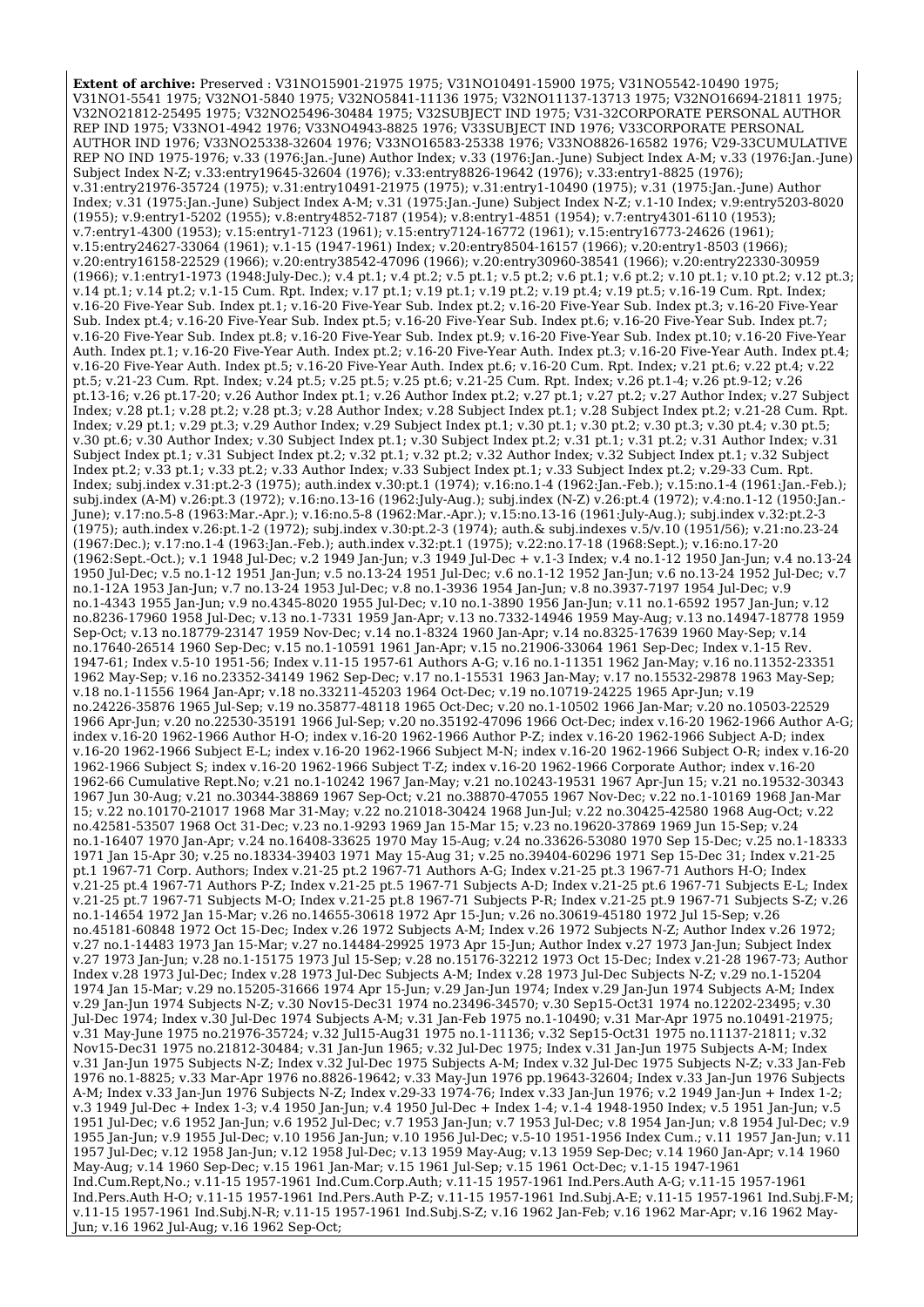**Extent of archive:** Preserved : V31NO15901-21975 1975; V31NO10491-15900 1975; V31NO5542-10490 1975; V31NO1-5541 1975; V32NO1-5840 1975; V32NO5841-11136 1975; V32NO11137-13713 1975; V32NO16694-21811 1975; V32NO21812-25495 1975; V32NO25496-30484 1975; V32SUBJECT IND 1975; V31-32CORPORATE PERSONAL AUTHOR REP IND 1975; V33NO1-4942 1976; V33NO4943-8825 1976; V33SUBJECT IND 1976; V33CORPORATE PERSONAL AUTHOR IND 1976; V33NO25338-32604 1976; V33NO16583-25338 1976; V33NO8826-16582 1976; V29-33CUMULATIVE REP NO IND 1975-1976; v.33 (1976:Jan.-June) Author Index; v.33 (1976:Jan.-June) Subject Index A-M; v.33 (1976:Jan.-June) Subject Index N-Z; v.33:entry19645-32604 (1976); v.33:entry8826-19642 (1976); v.33:entry1-8825 (1976); v.31:entry21976-35724 (1975); v.31:entry10491-21975 (1975); v.31:entry1-10490 (1975); v.31 (1975:Jan.-June) Author Index; v.31 (1975:Jan.-June) Subject Index A-M; v.31 (1975:Jan.-June) Subject Index N-Z; v.1-10 Index; v.9:entry5203-8020 (1955); v.9:entry1-5202 (1955); v.8:entry4852-7187 (1954); v.8:entry1-4851 (1954); v.7:entry4301-6110 (1953); v.7:entry1-4300 (1953); v.15:entry1-7123 (1961); v.15:entry7124-16772 (1961); v.15:entry16773-24626 (1961); v.15:entry24627-33064 (1961); v.1-15 (1947-1961) Index; v.20:entry8504-16157 (1966); v.20:entry1-8503 (1966); v.20:entry16158-22529 (1966); v.20:entry38542-47096 (1966); v.20:entry30960-38541 (1966); v.20:entry22330-30959 (1966); v.1:entry1-1973 (1948:July-Dec.); v.4 pt.1; v.4 pt.2; v.5 pt.1; v.5 pt.2; v.6 pt.1; v.6 pt.2; v.10 pt.1; v.10 pt.2; v.12 pt.3; v.14 pt.1; v.14 pt.2; v.1-15 Cum. Rpt. Index; v.17 pt.1; v.19 pt.1; v.19 pt.2; v.19 pt.4; v.19 pt.5; v.16-19 Cum. Rpt. Index; v.16-20 Five-Year Sub. Index pt.1; v.16-20 Five-Year Sub. Index pt.2; v.16-20 Five-Year Sub. Index pt.3; v.16-20 Five-Year Sub. Index pt.4; v.16-20 Five-Year Sub. Index pt.5; v.16-20 Five-Year Sub. Index pt.6; v.16-20 Five-Year Sub. Index pt.7; v.16-20 Five-Year Sub. Index pt.8; v.16-20 Five-Year Sub. Index pt.9; v.16-20 Five-Year Sub. Index pt.10; v.16-20 Five-Year Auth. Index pt.1; v.16-20 Five-Year Auth. Index pt.2; v.16-20 Five-Year Auth. Index pt.3; v.16-20 Five-Year Auth. Index pt.4; v.16-20 Five-Year Auth. Index pt.5; v.16-20 Five-Year Auth. Index pt.6; v.16-20 Cum. Rpt. Index; v.21 pt.6; v.22 pt.4; v.22 pt.5; v.21-23 Cum. Rpt. Index; v.24 pt.5; v.25 pt.5; v.25 pt.6; v.21-25 Cum. Rpt. Index; v.26 pt.1-4; v.26 pt.9-12; v.26 pt.13-16; v.26 pt.17-20; v.26 Author Index pt.1; v.26 Author Index pt.2; v.27 pt.1; v.27 pt.2; v.27 Author Index; v.27 Subject Index; v.28 pt.1; v.28 pt.2; v.28 pt.3; v.28 Author Index; v.28 Subject Index pt.1; v.28 Subject Index pt.2; v.21-28 Cum. Rpt. Index; v.29 pt.1; v.29 pt.3; v.29 Author Index; v.29 Subject Index pt.1; v.30 pt.1; v.30 pt.2; v.30 pt.3; v.30 pt.4; v.30 pt.5; v.30 pt.6; v.30 Author Index; v.30 Subject Index pt.1; v.30 Subject Index pt.2; v.31 pt.1; v.31 pt.2; v.31 Author Index; v.31 Subject Index pt.1; v.31 Subject Index pt.2; v.32 pt.1; v.32 pt.2; v.32 Author Index; v.32 Subject Index pt.1; v.32 Subject Index pt.2; v.33 pt.1; v.33 pt.2; v.33 Author Index; v.33 Subject Index pt.1; v.33 Subject Index pt.2; v.29-33 Cum. Rpt. Index; subj.index v.31:pt.2-3 (1975); auth.index v.30:pt.1 (1974); v.16:no.1-4 (1962:Jan.-Feb.); v.15:no.1-4 (1961:Jan.-Feb.); subj.index (A-M) v.26:pt.3 (1972); v.16:no.13-16 (1962:July-Aug.); subj.index (N-Z) v.26:pt.4 (1972); v.4:no.1-12 (1950:Jan.-June); v.17:no.5-8 (1963:Mar.-Apr.); v.16:no.5-8 (1962:Mar.-Apr.); v.15:no.13-16 (1961:July-Aug.); subj.index v.32:pt.2-3 (1975); auth.index v.26:pt.1-2 (1972); subj.index v.30:pt.2-3 (1974); auth.& subj.indexes v.5/v.10 (1951/56); v.21:no.23-24 (1967:Dec.); v.17:no.1-4 (1963:Jan.-Feb.); auth.index v.32:pt.1 (1975); v.22:no.17-18 (1968:Sept.); v.16:no.17-20 (1962:Sept.-Oct.); v.1 1948 Jul-Dec; v.2 1949 Jan-Jun; v.3 1949 Jul-Dec + v.1-3 Index; v.4 no.1-12 1950 Jan-Jun; v.4 no.13-24 1950 Jul-Dec; v.5 no.1-12 1951 Jan-Jun; v.5 no.13-24 1951 Jul-Dec; v.6 no.1-12 1952 Jan-Jun; v.6 no.13-24 1952 Jul-Dec; v.7 no.1-12A 1953 Jan-Jun; v.7 no.13-24 1953 Jul-Dec; v.8 no.1-3936 1954 Jan-Jun; v.8 no.3937-7197 1954 Jul-Dec; v.9 no.1-4343 1955 Jan-Jun; v.9 no.4345-8020 1955 Jul-Dec; v.10 no.1-3890 1956 Jan-Jun; v.11 no.1-6592 1957 Jan-Jun; v.12 no.8236-17960 1958 Jul-Dec; v.13 no.1-7331 1959 Jan-Apr; v.13 no.7332-14946 1959 May-Aug; v.13 no.14947-18778 1959 Sep-Oct; v.13 no.18779-23147 1959 Nov-Dec; v.14 no.1-8324 1960 Jan-Apr; v.14 no.8325-17639 1960 May-Sep; v.14 no.17640-26514 1960 Sep-Dec; v.15 no.1-10591 1961 Jan-Apr; v.15 no.21906-33064 1961 Sep-Dec; Index v.1-15 Rev. 1947-61; Index v.5-10 1951-56; Index v.11-15 1957-61 Authors A-G; v.16 no.1-11351 1962 Jan-May; v.16 no.11352-23351 1962 May-Sep; v.16 no.23352-34149 1962 Sep-Dec; v.17 no.1-15531 1963 Jan-May; v.17 no.15532-29878 1963 May-Sep; v.18 no.1-11556 1964 Jan-Apr; v.18 no.33211-45203 1964 Oct-Dec; v.19 no.10719-24225 1965 Apr-Jun; v.19 no.24226-35876 1965 Jul-Sep; v.19 no.35877-48118 1965 Oct-Dec; v.20 no.1-10502 1966 Jan-Mar; v.20 no.10503-22529 1966 Apr-Jun; v.20 no.22530-35191 1966 Jul-Sep; v.20 no.35192-47096 1966 Oct-Dec; index v.16-20 1962-1966 Author A-G; index v.16-20 1962-1966 Author H-O; index v.16-20 1962-1966 Author P-Z; index v.16-20 1962-1966 Subject A-D; index v.16-20 1962-1966 Subject E-L; index v.16-20 1962-1966 Subject M-N; index v.16-20 1962-1966 Subject O-R; index v.16-20 1962-1966 Subject S; index v.16-20 1962-1966 Subject T-Z; index v.16-20 1962-1966 Corporate Author; index v.16-20 1962-66 Cumulative Rept.No; v.21 no.1-10242 1967 Jan-May; v.21 no.10243-19531 1967 Apr-Jun 15; v.21 no.19532-30343 1967 Jun 30-Aug; v.21 no.30344-38869 1967 Sep-Oct; v.21 no.38870-47055 1967 Nov-Dec; v.22 no.1-10169 1968 Jan-Mar 15; v.22 no.10170-21017 1968 Mar 31-May; v.22 no.21018-30424 1968 Jun-Jul; v.22 no.30425-42580 1968 Aug-Oct; v.22 no.42581-53507 1968 Oct 31-Dec; v.23 no.1-9293 1969 Jan 15-Mar 15; v.23 no.19620-37869 1969 Jun 15-Sep; v.24 no.1-16407 1970 Jan-Apr; v.24 no.16408-33625 1970 May 15-Aug; v.24 no.33626-53080 1970 Sep 15-Dec; v.25 no.1-18333 1971 Jan 15-Apr 30; v.25 no.18334-39403 1971 May 15-Aug 31; v.25 no.39404-60296 1971 Sep 15-Dec 31; Index v.21-25 pt.1 1967-71 Corp. Authors; Index v.21-25 pt.2 1967-71 Authors A-G; Index v.21-25 pt.3 1967-71 Authors H-O; Index v.21-25 pt.4 1967-71 Authors P-Z; Index v.21-25 pt.5 1967-71 Subjects A-D; Index v.21-25 pt.6 1967-71 Subjects E-L; Index v.21-25 pt.7 1967-71 Subjects M-O; Index v.21-25 pt.8 1967-71 Subjects P-R; Index v.21-25 pt.9 1967-71 Subjects S-Z; v.26 no.1-14654 1972 Jan 15-Mar; v.26 no.14655-30618 1972 Apr 15-Jun; v.26 no.30619-45180 1972 Jul 15-Sep; v.26 no.45181-60848 1972 Oct 15-Dec; Index v.26 1972 Subjects A-M; Index v.26 1972 Subjects N-Z; Author Index v.26 1972; v.27 no.1-14483 1973 Jan 15-Mar; v.27 no.14484-29925 1973 Apr 15-Jun; Author Index v.27 1973 Jan-Jun; Subject Index v.27 1973 Jan-Jun; v.28 no.1-15175 1973 Jul 15-Sep; v.28 no.15176-32212 1973 Oct 15-Dec; Index v.21-28 1967-73; Author Index v.28 1973 Jul-Dec; Index v.28 1973 Jul-Dec Subjects A-M; Index v.28 1973 Jul-Dec Subjects N-Z; v.29 no.1-15204 1974 Jan 15-Mar; v.29 no.15205-31666 1974 Apr 15-Jun; v.29 Jan-Jun 1974; Index v.29 Jan-Jun 1974 Subjects A-M; Index v.29 Jan-Jun 1974 Subjects N-Z; v.30 Nov15-Dec31 1974 no.23496-34570; v.30 Sep15-Oct31 1974 no.12202-23495; v.30 Jul-Dec 1974; Index v.30 Jul-Dec 1974 Subjects A-M; v.31 Jan-Feb 1975 no.1-10490; v.31 Mar-Apr 1975 no.10491-21975; v.31 May-June 1975 no.21976-35724; v.32 Jul15-Aug31 1975 no.1-11136; v.32 Sep15-Oct31 1975 no.11137-21811; v.32 Nov15-Dec31 1975 no.21812-30484; v.31 Jan-Jun 1965; v.32 Jul-Dec 1975; Index v.31 Jan-Jun 1975 Subjects A-M; Index v.31 Jan-Jun 1975 Subjects N-Z; Index v.32 Jul-Dec 1975 Subjects A-M; Index v.32 Jul-Dec 1975 Subjects N-Z; v.33 Jan-Feb 1976 no.1-8825; v.33 Mar-Apr 1976 no.8826-19642; v.33 May-Jun 1976 pp.19643-32604; Index v.33 Jan-Jun 1976 Subjects A-M; Index v.33 Jan-Jun 1976 Subjects N-Z; Index v.29-33 1974-76; Index v.33 Jan-Jun 1976; v.2 1949 Jan-Jun + Index 1-2; v.3 1949 Jul-Dec + Index 1-3; v.4 1950 Jan-Jun; v.4 1950 Jul-Dec + Index 1-4; v.1-4 1948-1950 Index; v.5 1951 Jan-Jun; v.5 1951 Jul-Dec; v.6 1952 Jan-Jun; v.6 1952 Jul-Dec; v.7 1953 Jan-Jun; v.7 1953 Jul-Dec; v.8 1954 Jan-Jun; v.8 1954 Jul-Dec; v.9 1955 Jan-Jun; v.9 1955 Jul-Dec; v.10 1956 Jan-Jun; v.10 1956 Jul-Dec; v.5-10 1951-1956 Index Cum.; v.11 1957 Jan-Jun; v.11 1957 Jul-Dec; v.12 1958 Jan-Jun; v.12 1958 Jul-Dec; v.13 1959 May-Aug; v.13 1959 Sep-Dec; v.14 1960 Jan-Apr; v.14 1960 May-Aug; v.14 1960 Sep-Dec; v.15 1961 Jan-Mar; v.15 1961 Jul-Sep; v.15 1961 Oct-Dec; v.1-15 1947-1961 Ind.Cum.Rept,No.; v.11-15 1957-1961 Ind.Cum.Corp.Auth; v.11-15 1957-1961 Ind.Pers.Auth A-G; v.11-15 1957-1961 Ind.Pers.Auth H-O; v.11-15 1957-1961 Ind.Pers.Auth P-Z; v.11-15 1957-1961 Ind.Subj.A-E; v.11-15 1957-1961 Ind.Subj.F-M; v.11-15 1957-1961 Ind.Subj.N-R; v.11-15 1957-1961 Ind.Subj.S-Z; v.16 1962 Jan-Feb; v.16 1962 Mar-Apr; v.16 1962 May-Jun; v.16 1962 Jul-Aug; v.16 1962 Sep-Oct;